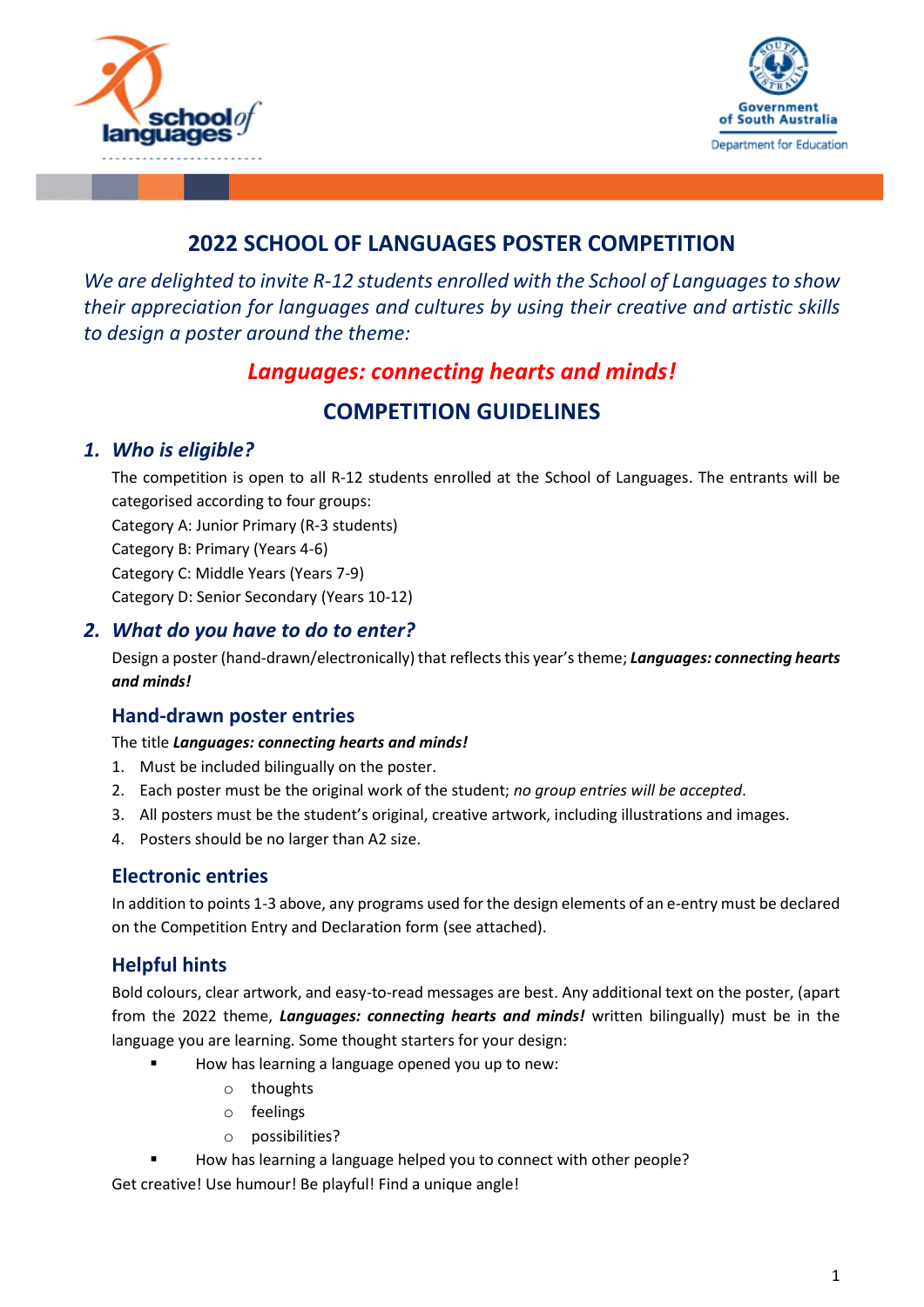# 2022 SCHOOL OF LANGUAGES POSTER COMPETITION

*We are delighted to invite R-12 students enrolled with the School of Languages to show their appreciation for languages and cultures by using their creative and artistic skills to design a poster around the theme:*

## *Languages: connecting hearts and minds!*

## COMPETITION GUIDELINES

### 1. *Who is eligible?*

The competition is open to all R-12 students enrolled at the School of Languages. The entrants will be categorised according to four groups:

Category A: Junior Primary (R-3 students)
Category B: Primary (Years 4-6)
Category C: Middle Years (Years 7-9)
Category D: Senior Secondary (Years 10-12)

### 2. *What do you have to do to enter?*

Design a poster (hand-drawn/electronically) that reflects this year's theme; ***Languages: connecting hearts and minds!***

### Hand-drawn poster entries

The title ***Languages: connecting hearts and minds!***

1. Must be included bilingually on the poster.
2. Each poster must be the original work of the student; *no group entries will be accepted*.
3. All posters must be the student's original, creative artwork, including illustrations and images.
4. Posters should be no larger than A2 size.

### Electronic entries

In addition to points 1-3 above, any programs used for the design elements of an e-entry must be declared on the Competition Entry and Declaration form (see attached).

### Helpful hints

Bold colours, clear artwork, and easy-to-read messages are best. Any additional text on the poster, (apart from the 2022 theme, ***Languages: connecting hearts and minds!*** written bilingually) must be in the language you are learning. Some thought starters for your design:

- How has learning a language opened you up to new:
  - thoughts
  - feelings
  - possibilities?
- How has learning a language helped you to connect with other people?

Get creative! Use humour! Be playful! Find a unique angle!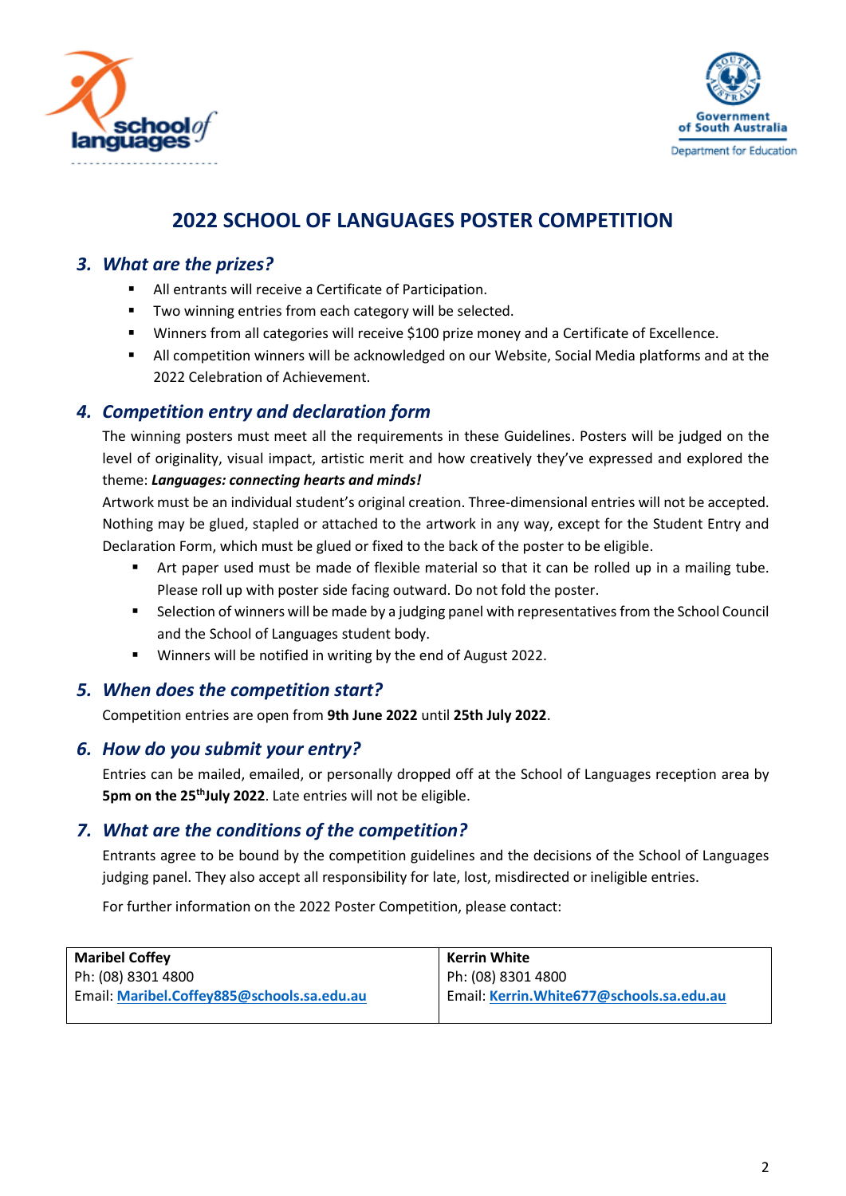## 2022 SCHOOL OF LANGUAGES POSTER COMPETITION

### 3. *What are the prizes?*

- All entrants will receive a Certificate of Participation.
- Two winning entries from each category will be selected.
- Winners from all categories will receive $100 prize money and a Certificate of Excellence.
- All competition winners will be acknowledged on our Website, Social Media platforms and at the 2022 Celebration of Achievement.

### 4. *Competition entry and declaration form*

The winning posters must meet all the requirements in these Guidelines. Posters will be judged on the level of originality, visual impact, artistic merit and how creatively they've expressed and explored the theme: ***Languages: connecting hearts and minds!***

Artwork must be an individual student's original creation. Three-dimensional entries will not be accepted. Nothing may be glued, stapled or attached to the artwork in any way, except for the Student Entry and Declaration Form, which must be glued or fixed to the back of the poster to be eligible.

- Art paper used must be made of flexible material so that it can be rolled up in a mailing tube. Please roll up with poster side facing outward. Do not fold the poster.
- Selection of winners will be made by a judging panel with representatives from the School Council and the School of Languages student body.
- Winners will be notified in writing by the end of August 2022.

### 5. *When does the competition start?*

Competition entries are open from **9th June 2022** until **25th July 2022**.

### 6. *How do you submit your entry?*

Entries can be mailed, emailed, or personally dropped off at the School of Languages reception area by **5pm on the 25th July 2022**. Late entries will not be eligible.

### 7. *What are the conditions of the competition?*

Entrants agree to be bound by the competition guidelines and the decisions of the School of Languages judging panel. They also accept all responsibility for late, lost, misdirected or ineligible entries.

For further information on the 2022 Poster Competition, please contact:

| | |
|---|---|
| **Maribel Coffey**<br>Ph: (08) 8301 4800<br>Email: Maribel.Coffey885@schools.sa.edu.au | **Kerrin White**<br>Ph: (08) 8301 4800<br>Email: Kerrin.White677@schools.sa.edu.au |